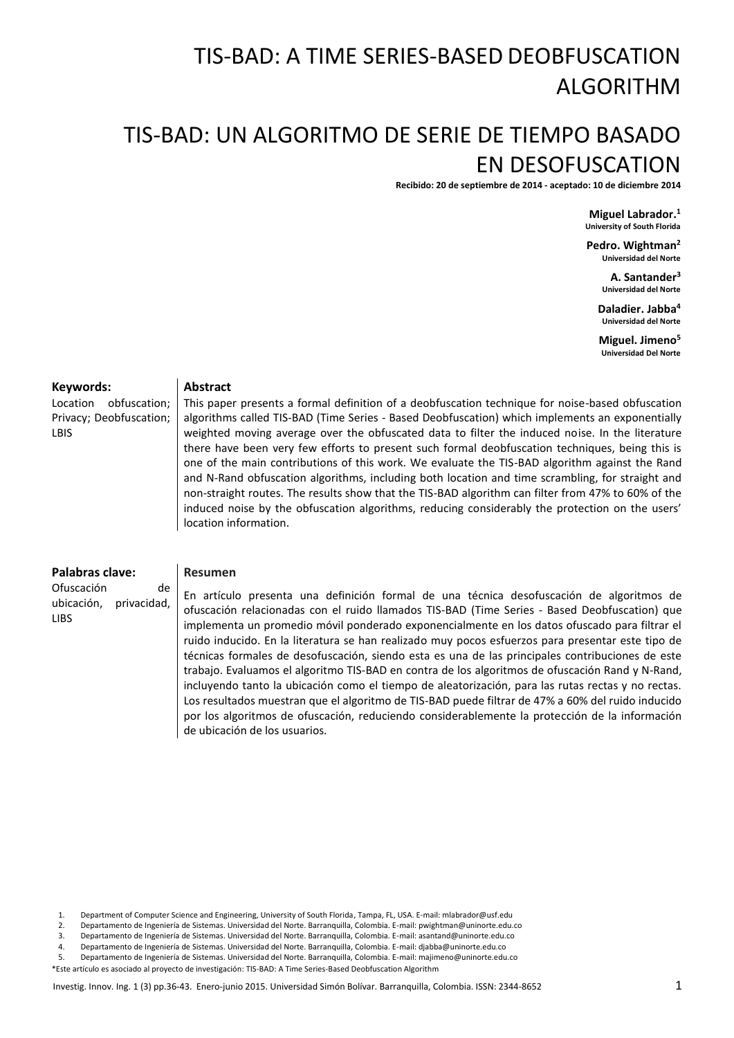# TIS-BAD: A TIME SERIES-BASED DEOBFUSCATION ALGORITHM

# TIS-BAD: UN ALGORITMO DE SERIE DE TIEMPO BASADO EN DESOFUSCATION

**Recibido: 20 de septiembre de 2014 - aceptado: 10 de diciembre 2014**

**Miguel Labrador.**[1]
**University of South Florida**

**Pedro. Wightman**[2]
**Universidad del Norte**

**A. Santander**[3]
**Universidad del Norte**

**Daladier. Jabba**[4]
**Universidad del Norte**

**Miguel. Jimeno**[5]
**Universidad Del Norte**

**Keywords:**
Location obfuscation; Privacy; Deobfuscation; LBIS

**Abstract**

This paper presents a formal definition of a deobfuscation technique for noise-based obfuscation algorithms called TIS-BAD (Time Series - Based Deobfuscation) which implements an exponentially weighted moving average over the obfuscated data to filter the induced noise. In the literature there have been very few efforts to present such formal deobfuscation techniques, being this is one of the main contributions of this work. We evaluate the TIS-BAD algorithm against the Rand and N-Rand obfuscation algorithms, including both location and time scrambling, for straight and non-straight routes. The results show that the TIS-BAD algorithm can filter from 47% to 60% of the induced noise by the obfuscation algorithms, reducing considerably the protection on the users' location information.

**Palabras clave:**
Ofuscación de ubicación, privacidad, LIBS

**Resumen**

En artículo presenta una definición formal de una técnica desofuscación de algoritmos de ofuscación relacionadas con el ruido llamados TIS-BAD (Time Series - Based Deobfuscation) que implementa un promedio móvil ponderado exponencialmente en los datos ofuscado para filtrar el ruido inducido. En la literatura se han realizado muy pocos esfuerzos para presentar este tipo de técnicas formales de desofuscación, siendo esta es una de las principales contribuciones de este trabajo. Evaluamos el algoritmo TIS-BAD en contra de los algoritmos de ofuscación Rand y N-Rand, incluyendo tanto la ubicación como el tiempo de aleatorización, para las rutas rectas y no rectas. Los resultados muestran que el algoritmo de TIS-BAD puede filtrar de 47% a 60% del ruido inducido por los algoritmos de ofuscación, reduciendo considerablemente la protección de la información de ubicación de los usuarios.

1. Department of Computer Science and Engineering, University of South Florida, Tampa, FL, USA. E-mail: mlabrador@usf.edu
2. Departamento de Ingeniería de Sistemas. Universidad del Norte. Barranquilla, Colombia. E-mail: pwightman@uninorte.edu.co
3. Departamento de Ingeniería de Sistemas. Universidad del Norte. Barranquilla, Colombia. E-mail: asantand@uninorte.edu.co
4. Departamento de Ingeniería de Sistemas. Universidad del Norte. Barranquilla, Colombia. E-mail: djabba@uninorte.edu.co
5. Departamento de Ingeniería de Sistemas. Universidad del Norte. Barranquilla, Colombia. E-mail: majimeno@uninorte.edu.co

*Este artículo es asociado al proyecto de investigación: TIS-BAD: A Time Series-Based Deobfuscation Algorithm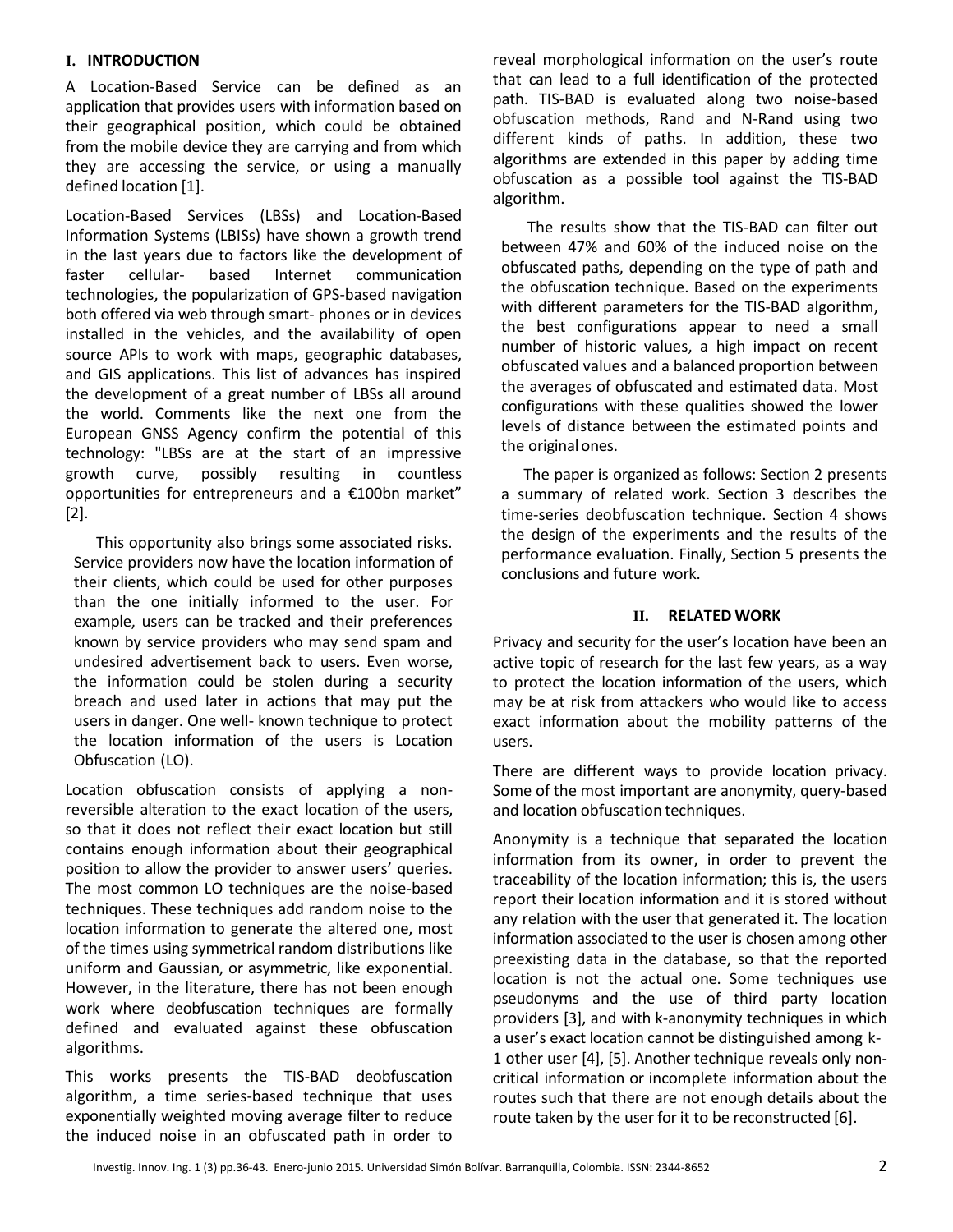## I. INTRODUCTION

A Location-Based Service can be defined as an application that provides users with information based on their geographical position, which could be obtained from the mobile device they are carrying and from which they are accessing the service, or using a manually defined location [1].

Location-Based Services (LBSs) and Location-Based Information Systems (LBISs) have shown a growth trend in the last years due to factors like the development of faster cellular- based Internet communication technologies, the popularization of GPS-based navigation both offered via web through smart- phones or in devices installed in the vehicles, and the availability of open source APIs to work with maps, geographic databases, and GIS applications. This list of advances has inspired the development of a great number of LBSs all around the world. Comments like the next one from the European GNSS Agency confirm the potential of this technology: "LBSs are at the start of an impressive growth curve, possibly resulting in countless opportunities for entrepreneurs and a €100bn market" [2].

This opportunity also brings some associated risks. Service providers now have the location information of their clients, which could be used for other purposes than the one initially informed to the user. For example, users can be tracked and their preferences known by service providers who may send spam and undesired advertisement back to users. Even worse, the information could be stolen during a security breach and used later in actions that may put the users in danger. One well- known technique to protect the location information of the users is Location Obfuscation (LO).

Location obfuscation consists of applying a non-reversible alteration to the exact location of the users, so that it does not reflect their exact location but still contains enough information about their geographical position to allow the provider to answer users' queries. The most common LO techniques are the noise-based techniques. These techniques add random noise to the location information to generate the altered one, most of the times using symmetrical random distributions like uniform and Gaussian, or asymmetric, like exponential. However, in the literature, there has not been enough work where deobfuscation techniques are formally defined and evaluated against these obfuscation algorithms.

This works presents the TIS-BAD deobfuscation algorithm, a time series-based technique that uses exponentially weighted moving average filter to reduce the induced noise in an obfuscated path in order to reveal morphological information on the user's route that can lead to a full identification of the protected path. TIS-BAD is evaluated along two noise-based obfuscation methods, Rand and N-Rand using two different kinds of paths. In addition, these two algorithms are extended in this paper by adding time obfuscation as a possible tool against the TIS-BAD algorithm.

The results show that the TIS-BAD can filter out between 47% and 60% of the induced noise on the obfuscated paths, depending on the type of path and the obfuscation technique. Based on the experiments with different parameters for the TIS-BAD algorithm, the best configurations appear to need a small number of historic values, a high impact on recent obfuscated values and a balanced proportion between the averages of obfuscated and estimated data. Most configurations with these qualities showed the lower levels of distance between the estimated points and the original ones.

The paper is organized as follows: Section 2 presents a summary of related work. Section 3 describes the time-series deobfuscation technique. Section 4 shows the design of the experiments and the results of the performance evaluation. Finally, Section 5 presents the conclusions and future work.

## II. RELATED WORK

Privacy and security for the user's location have been an active topic of research for the last few years, as a way to protect the location information of the users, which may be at risk from attackers who would like to access exact information about the mobility patterns of the users.

There are different ways to provide location privacy. Some of the most important are anonymity, query-based and location obfuscation techniques.

Anonymity is a technique that separated the location information from its owner, in order to prevent the traceability of the location information; this is, the users report their location information and it is stored without any relation with the user that generated it. The location information associated to the user is chosen among other preexisting data in the database, so that the reported location is not the actual one. Some techniques use pseudonyms and the use of third party location providers [3], and with k-anonymity techniques in which a user's exact location cannot be distinguished among k-1 other user [4], [5]. Another technique reveals only non-critical information or incomplete information about the routes such that there are not enough details about the route taken by the user for it to be reconstructed [6].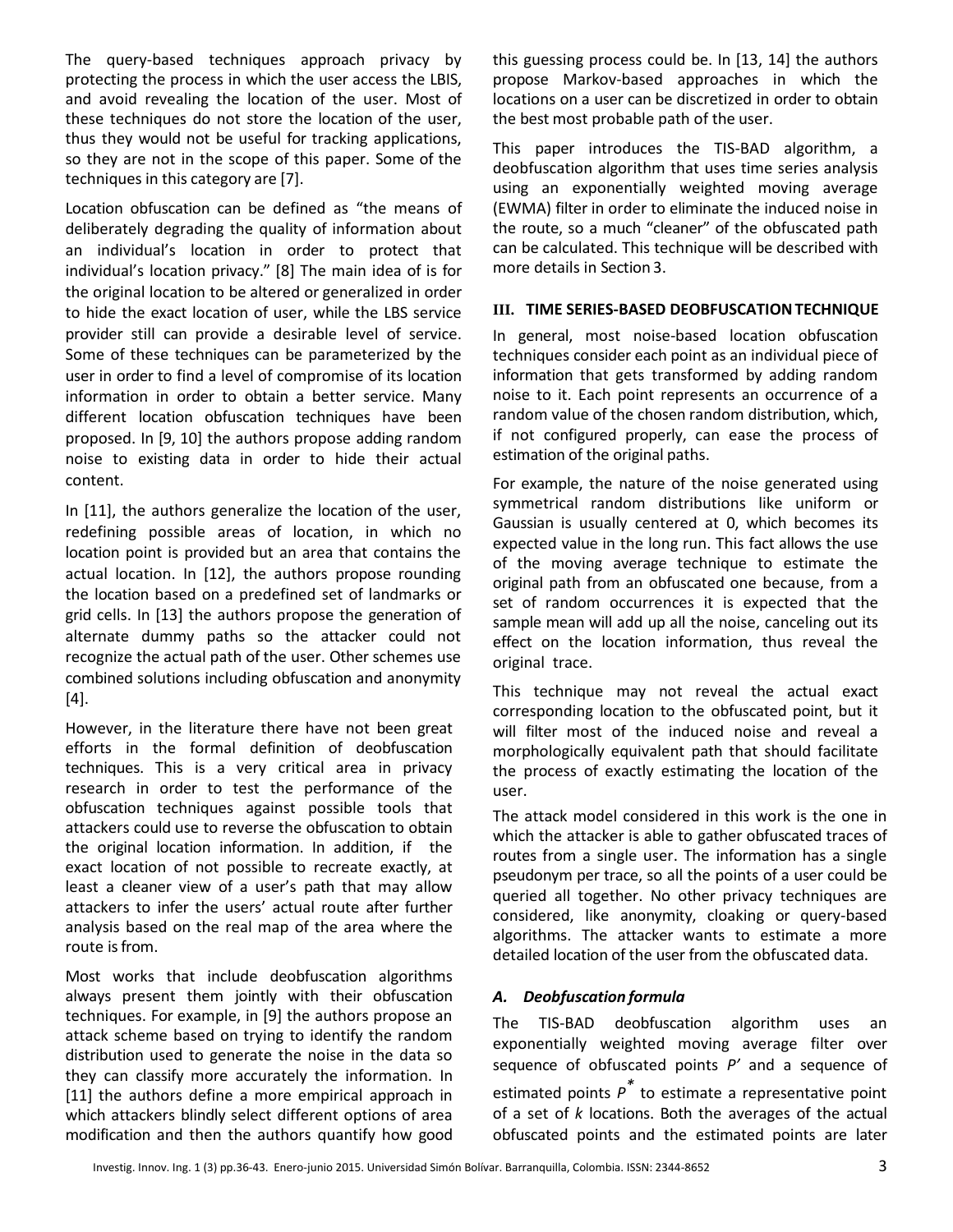The query-based techniques approach privacy by protecting the process in which the user access the LBIS, and avoid revealing the location of the user. Most of these techniques do not store the location of the user, thus they would not be useful for tracking applications, so they are not in the scope of this paper. Some of the techniques in this category are [7].

Location obfuscation can be defined as "the means of deliberately degrading the quality of information about an individual's location in order to protect that individual's location privacy." [8] The main idea of is for the original location to be altered or generalized in order to hide the exact location of user, while the LBS service provider still can provide a desirable level of service. Some of these techniques can be parameterized by the user in order to find a level of compromise of its location information in order to obtain a better service. Many different location obfuscation techniques have been proposed. In [9, 10] the authors propose adding random noise to existing data in order to hide their actual content.

In [11], the authors generalize the location of the user, redefining possible areas of location, in which no location point is provided but an area that contains the actual location. In [12], the authors propose rounding the location based on a predefined set of landmarks or grid cells. In [13] the authors propose the generation of alternate dummy paths so the attacker could not recognize the actual path of the user. Other schemes use combined solutions including obfuscation and anonymity [4].

However, in the literature there have not been great efforts in the formal definition of deobfuscation techniques. This is a very critical area in privacy research in order to test the performance of the obfuscation techniques against possible tools that attackers could use to reverse the obfuscation to obtain the original location information. In addition, if the exact location of not possible to recreate exactly, at least a cleaner view of a user's path that may allow attackers to infer the users' actual route after further analysis based on the real map of the area where the route is from.

Most works that include deobfuscation algorithms always present them jointly with their obfuscation techniques. For example, in [9] the authors propose an attack scheme based on trying to identify the random distribution used to generate the noise in the data so they can classify more accurately the information. In [11] the authors define a more empirical approach in which attackers blindly select different options of area modification and then the authors quantify how good this guessing process could be. In [13, 14] the authors propose Markov-based approaches in which the locations on a user can be discretized in order to obtain the best most probable path of the user.

This paper introduces the TIS-BAD algorithm, a deobfuscation algorithm that uses time series analysis using an exponentially weighted moving average (EWMA) filter in order to eliminate the induced noise in the route, so a much "cleaner" of the obfuscated path can be calculated. This technique will be described with more details in Section 3.

## III. TIME SERIES-BASED DEOBFUSCATION TECHNIQUE

In general, most noise-based location obfuscation techniques consider each point as an individual piece of information that gets transformed by adding random noise to it. Each point represents an occurrence of a random value of the chosen random distribution, which, if not configured properly, can ease the process of estimation of the original paths.

For example, the nature of the noise generated using symmetrical random distributions like uniform or Gaussian is usually centered at 0, which becomes its expected value in the long run. This fact allows the use of the moving average technique to estimate the original path from an obfuscated one because, from a set of random occurrences it is expected that the sample mean will add up all the noise, canceling out its effect on the location information, thus reveal the original trace.

This technique may not reveal the actual exact corresponding location to the obfuscated point, but it will filter most of the induced noise and reveal a morphologically equivalent path that should facilitate the process of exactly estimating the location of the user.

The attack model considered in this work is the one in which the attacker is able to gather obfuscated traces of routes from a single user. The information has a single pseudonym per trace, so all the points of a user could be queried all together. No other privacy techniques are considered, like anonymity, cloaking or query-based algorithms. The attacker wants to estimate a more detailed location of the user from the obfuscated data.

### *A. Deobfuscation formula*

The TIS-BAD deobfuscation algorithm uses an exponentially weighted moving average filter over sequence of obfuscated points $P'$ and a sequence of estimated points $P^*$ to estimate a representative point of a set of $k$ locations. Both the averages of the actual obfuscated points and the estimated points are later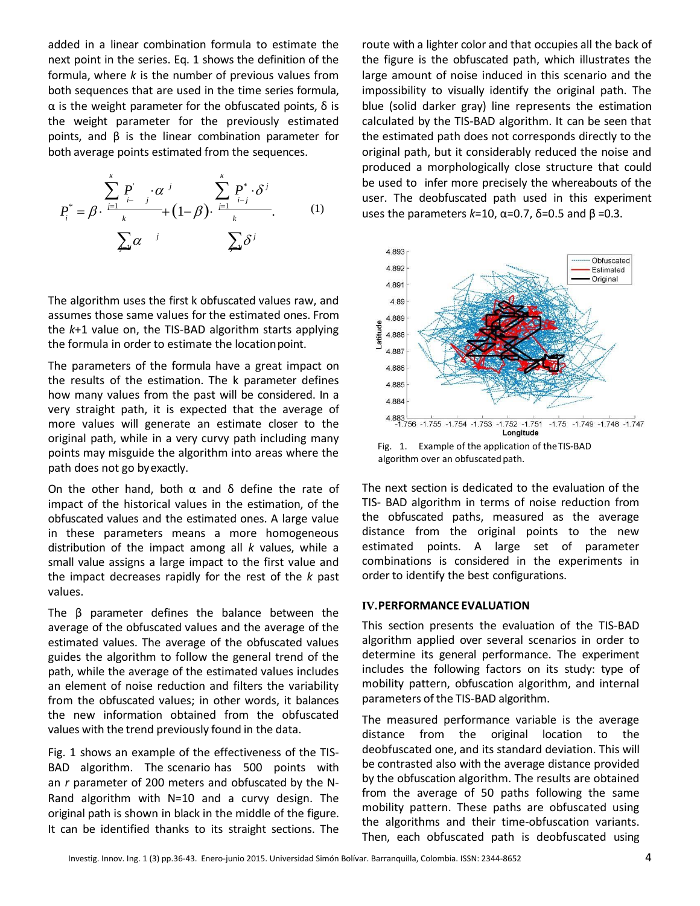added in a linear combination formula to estimate the next point in the series. Eq. 1 shows the definition of the formula, where $k$ is the number of previous values from both sequences that are used in the time series formula, α is the weight parameter for the obfuscated points, δ is the weight parameter for the previously estimated points, and β is the linear combination parameter for both average points estimated from the sequences.

$$P_i^* = \beta \cdot \frac{\sum_{j=1}^{k} P'_{i-j} \cdot \alpha^j}{\sum_{j=1}^{k} \alpha^j} + (1-\beta) \cdot \frac{\sum_{j=1}^{k} P^*_{i-j} \cdot \delta^j}{\sum_{j=1}^{k} \delta^j}. \quad (1)$$

The algorithm uses the first k obfuscated values raw, and assumes those same values for the estimated ones. From the $k$+1 value on, the TIS-BAD algorithm starts applying the formula in order to estimate the location point.

The parameters of the formula have a great impact on the results of the estimation. The k parameter defines how many values from the past will be considered. In a very straight path, it is expected that the average of more values will generate an estimate closer to the original path, while in a very curvy path including many points may misguide the algorithm into areas where the path does not go by exactly.

On the other hand, both α and δ define the rate of impact of the historical values in the estimation, of the obfuscated values and the estimated ones. A large value in these parameters means a more homogeneous distribution of the impact among all $k$ values, while a small value assigns a large impact to the first value and the impact decreases rapidly for the rest of the $k$ past values.

The β parameter defines the balance between the average of the obfuscated values and the average of the estimated values. The average of the obfuscated values guides the algorithm to follow the general trend of the path, while the average of the estimated values includes an element of noise reduction and filters the variability from the obfuscated values; in other words, it balances the new information obtained from the obfuscated values with the trend previously found in the data.

Fig. 1 shows an example of the effectiveness of the TIS-BAD algorithm. The scenario has 500 points with an $r$ parameter of 200 meters and obfuscated by the N-Rand algorithm with N=10 and a curvy design. The original path is shown in black in the middle of the figure. It can be identified thanks to its straight sections. The route with a lighter color and that occupies all the back of the figure is the obfuscated path, which illustrates the large amount of noise induced in this scenario and the impossibility to visually identify the original path. The blue (solid darker gray) line represents the estimation calculated by the TIS-BAD algorithm. It can be seen that the estimated path does not corresponds directly to the original path, but it considerably reduced the noise and produced a morphologically close structure that could be used to infer more precisely the whereabouts of the user. The deobfuscated path used in this experiment uses the parameters $k$=10, α=0.7, δ=0.5 and β =0.3.

Fig. 1. Example of the application of the TIS-BAD algorithm over an obfuscated path.

The next section is dedicated to the evaluation of the TIS- BAD algorithm in terms of noise reduction from the obfuscated paths, measured as the average distance from the original points to the new estimated points. A large set of parameter combinations is considered in the experiments in order to identify the best configurations.

## IV. PERFORMANCE EVALUATION

This section presents the evaluation of the TIS-BAD algorithm applied over several scenarios in order to determine its general performance. The experiment includes the following factors on its study: type of mobility pattern, obfuscation algorithm, and internal parameters of the TIS-BAD algorithm.

The measured performance variable is the average distance from the original location to the deobfuscated one, and its standard deviation. This will be contrasted also with the average distance provided by the obfuscation algorithm. The results are obtained from the average of 50 paths following the same mobility pattern. These paths are obfuscated using the algorithms and their time-obfuscation variants. Then, each obfuscated path is deobfuscated using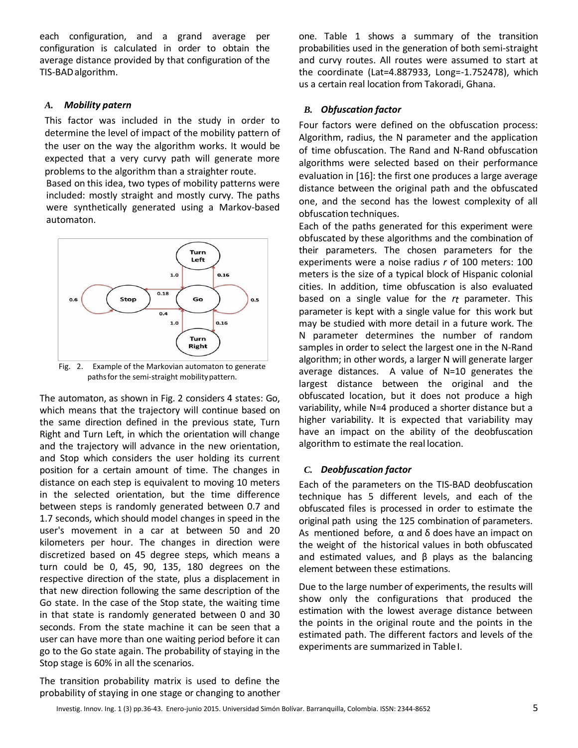each configuration, and a grand average per configuration is calculated in order to obtain the average distance provided by that configuration of the TIS-BAD algorithm.

### *A. Mobility patern*

This factor was included in the study in order to determine the level of impact of the mobility pattern of the user on the way the algorithm works. It would be expected that a very curvy path will generate more problems to the algorithm than a straighter route.

Based on this idea, two types of mobility patterns were included: mostly straight and mostly curvy. The paths were synthetically generated using a Markov-based automaton.

Fig. 2. Example of the Markovian automaton to generate paths for the semi-straight mobility pattern.

The automaton, as shown in Fig. 2 considers 4 states: Go, which means that the trajectory will continue based on the same direction defined in the previous state, Turn Right and Turn Left, in which the orientation will change and the trajectory will advance in the new orientation, and Stop which considers the user holding its current position for a certain amount of time. The changes in distance on each step is equivalent to moving 10 meters in the selected orientation, but the time difference between steps is randomly generated between 0.7 and 1.7 seconds, which should model changes in speed in the user's movement in a car at between 50 and 20 kilometers per hour. The changes in direction were discretized based on 45 degree steps, which means a turn could be 0, 45, 90, 135, 180 degrees on the respective direction of the state, plus a displacement in that new direction following the same description of the Go state. In the case of the Stop state, the waiting time in that state is randomly generated between 0 and 30 seconds. From the state machine it can be seen that a user can have more than one waiting period before it can go to the Go state again. The probability of staying in the Stop stage is 60% in all the scenarios.

The transition probability matrix is used to define the probability of staying in one stage or changing to another one. Table 1 shows a summary of the transition probabilities used in the generation of both semi-straight and curvy routes. All routes were assumed to start at the coordinate (Lat=4.887933, Long=-1.752478), which us a certain real location from Takoradi, Ghana.

### *B. Obfuscation factor*

Four factors were defined on the obfuscation process: Algorithm, radius, the N parameter and the application of time obfuscation. The Rand and N-Rand obfuscation algorithms were selected based on their performance evaluation in [16]: the first one produces a large average distance between the original path and the obfuscated one, and the second has the lowest complexity of all obfuscation techniques.

Each of the paths generated for this experiment were obfuscated by these algorithms and the combination of their parameters. The chosen parameters for the experiments were a noise radius $r$ of 100 meters: 100 meters is the size of a typical block of Hispanic colonial cities. In addition, time obfuscation is also evaluated based on a single value for the $rt$ parameter. This parameter is kept with a single value for this work but may be studied with more detail in a future work. The N parameter determines the number of random samples in order to select the largest one in the N-Rand algorithm; in other words, a larger N will generate larger average distances. A value of N=10 generates the largest distance between the original and the obfuscated location, but it does not produce a high variability, while N=4 produced a shorter distance but a higher variability. It is expected that variability may have an impact on the ability of the deobfuscation algorithm to estimate the real location.

### *C. Deobfuscation factor*

Each of the parameters on the TIS-BAD deobfuscation technique has 5 different levels, and each of the obfuscated files is processed in order to estimate the original path using the 125 combination of parameters. As mentioned before, $\alpha$ and $\delta$ does have an impact on the weight of the historical values in both obfuscated and estimated values, and $\beta$ plays as the balancing element between these estimations.

Due to the large number of experiments, the results will show only the configurations that produced the estimation with the lowest average distance between the points in the original route and the points in the estimated path. The different factors and levels of the experiments are summarized in Table I.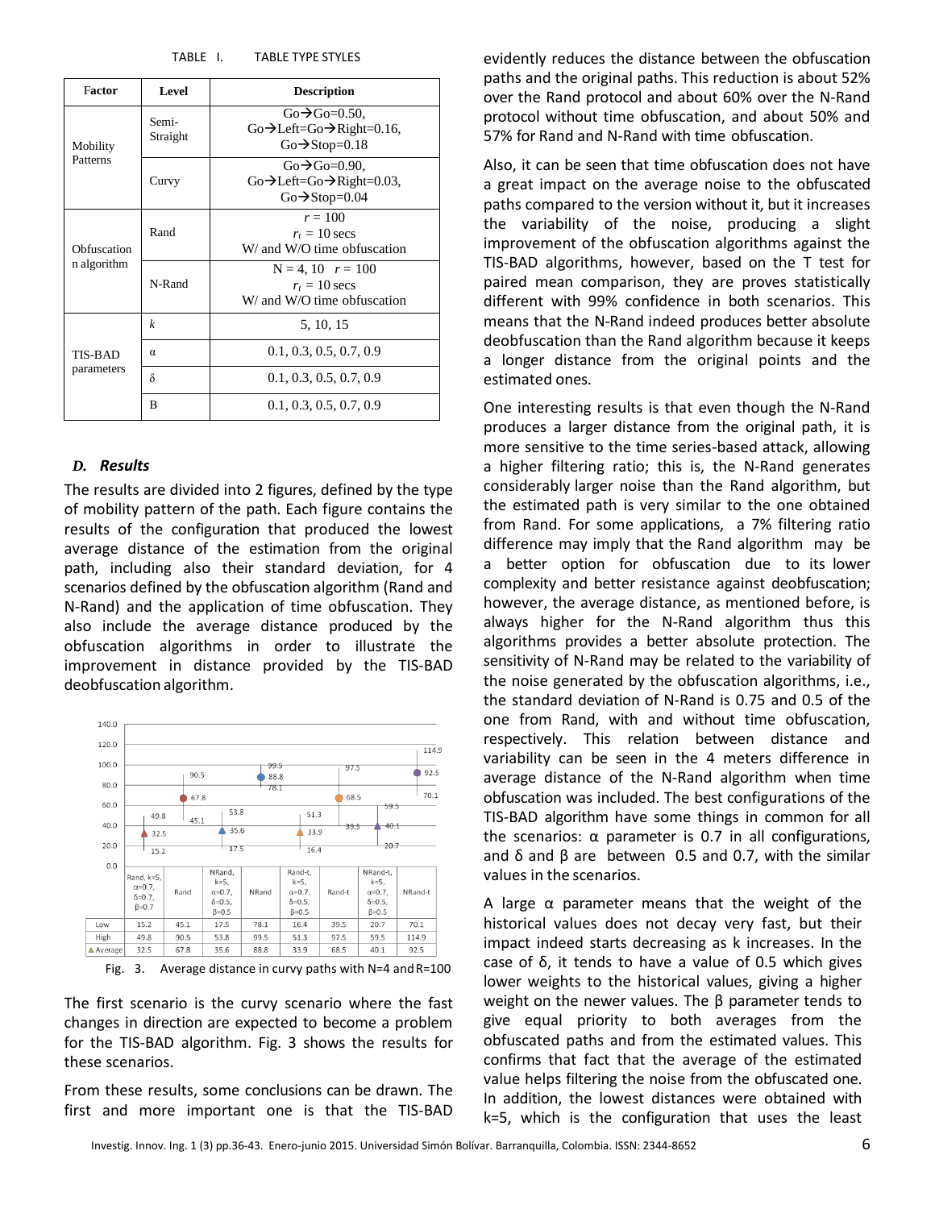TABLE I. TABLE TYPE STYLES

| Factor | Level | Description |
|---|---|---|
| Mobility Patterns | Semi-Straight | Go→Go=0.50, Go→Left=Go→Right=0.16, Go→Stop=0.18 |
| | Curvy | Go→Go=0.90, Go→Left=Go→Right=0.03, Go→Stop=0.04 |
| Obfuscation algorithm | Rand | $r$ = 100 $r_t$ = 10 secs W/ and W/O time obfuscation |
| | N-Rand | N = 4, 10 $r$ = 100 $r_t$ = 10 secs W/ and W/O time obfuscation |
| TIS-BAD parameters | $k$ | 5, 10, 15 |
| | α | 0.1, 0.3, 0.5, 0.7, 0.9 |
| | δ | 0.1, 0.3, 0.5, 0.7, 0.9 |
| | Β | 0.1, 0.3, 0.5, 0.7, 0.9 |

### *D. Results*

The results are divided into 2 figures, defined by the type of mobility pattern of the path. Each figure contains the results of the configuration that produced the lowest average distance of the estimation from the original path, including also their standard deviation, for 4 scenarios defined by the obfuscation algorithm (Rand and N-Rand) and the application of time obfuscation. They also include the average distance produced by the obfuscation algorithms in order to illustrate the improvement in distance provided by the TIS-BAD deobfuscation algorithm.

| | Rand, k=5, α=0.7, δ=0.7, β=0.7 | Rand | NRand, k=5, α=0.7, δ=0.5, β=0.5 | NRand | Rand-t, k=5, α=0.7, δ=0.5, β=0.5 | Rand-t | NRand-t, k=5, α=0.7, δ=0.5, β=0.5 | NRand-t |
|---|---|---|---|---|---|---|---|---|
| Low | 15.2 | 45.1 | 17.5 | 78.1 | 16.4 | 39.5 | 20.7 | 70.1 |
| High | 49.8 | 90.5 | 53.8 | 99.5 | 51.3 | 97.5 | 59.5 | 114.9 |
| Average | 32.5 | 67.8 | 35.6 | 88.8 | 33.9 | 68.5 | 40.1 | 92.5 |

Fig. 3. Average distance in curvy paths with N=4 and R=100

The first scenario is the curvy scenario where the fast changes in direction are expected to become a problem for the TIS-BAD algorithm. Fig. 3 shows the results for these scenarios.

From these results, some conclusions can be drawn. The first and more important one is that the TIS-BAD evidently reduces the distance between the obfuscation paths and the original paths. This reduction is about 52% over the Rand protocol and about 60% over the N-Rand protocol without time obfuscation, and about 50% and 57% for Rand and N-Rand with time obfuscation.

Also, it can be seen that time obfuscation does not have a great impact on the average noise to the obfuscated paths compared to the version without it, but it increases the variability of the noise, producing a slight improvement of the obfuscation algorithms against the TIS-BAD algorithms, however, based on the T test for paired mean comparison, they are proves statistically different with 99% confidence in both scenarios. This means that the N-Rand indeed produces better absolute deobfuscation than the Rand algorithm because it keeps a longer distance from the original points and the estimated ones.

One interesting results is that even though the N-Rand produces a larger distance from the original path, it is more sensitive to the time series-based attack, allowing a higher filtering ratio; this is, the N-Rand generates considerably larger noise than the Rand algorithm, but the estimated path is very similar to the one obtained from Rand. For some applications, a 7% filtering ratio difference may imply that the Rand algorithm may be a better option for obfuscation due to its lower complexity and better resistance against deobfuscation; however, the average distance, as mentioned before, is always higher for the N-Rand algorithm thus this algorithms provides a better absolute protection. The sensitivity of N-Rand may be related to the variability of the noise generated by the obfuscation algorithms, i.e., the standard deviation of N-Rand is 0.75 and 0.5 of the one from Rand, with and without time obfuscation, respectively. This relation between distance and variability can be seen in the 4 meters difference in average distance of the N-Rand algorithm when time obfuscation was included. The best configurations of the TIS-BAD algorithm have some things in common for all the scenarios: α parameter is 0.7 in all configurations, and δ and β are between 0.5 and 0.7, with the similar values in the scenarios.

A large α parameter means that the weight of the historical values does not decay very fast, but their impact indeed starts decreasing as k increases. In the case of δ, it tends to have a value of 0.5 which gives lower weights to the historical values, giving a higher weight on the newer values. The β parameter tends to give equal priority to both averages from the obfuscated paths and from the estimated values. This confirms that fact that the average of the estimated value helps filtering the noise from the obfuscated one. In addition, the lowest distances were obtained with k=5, which is the configuration that uses the least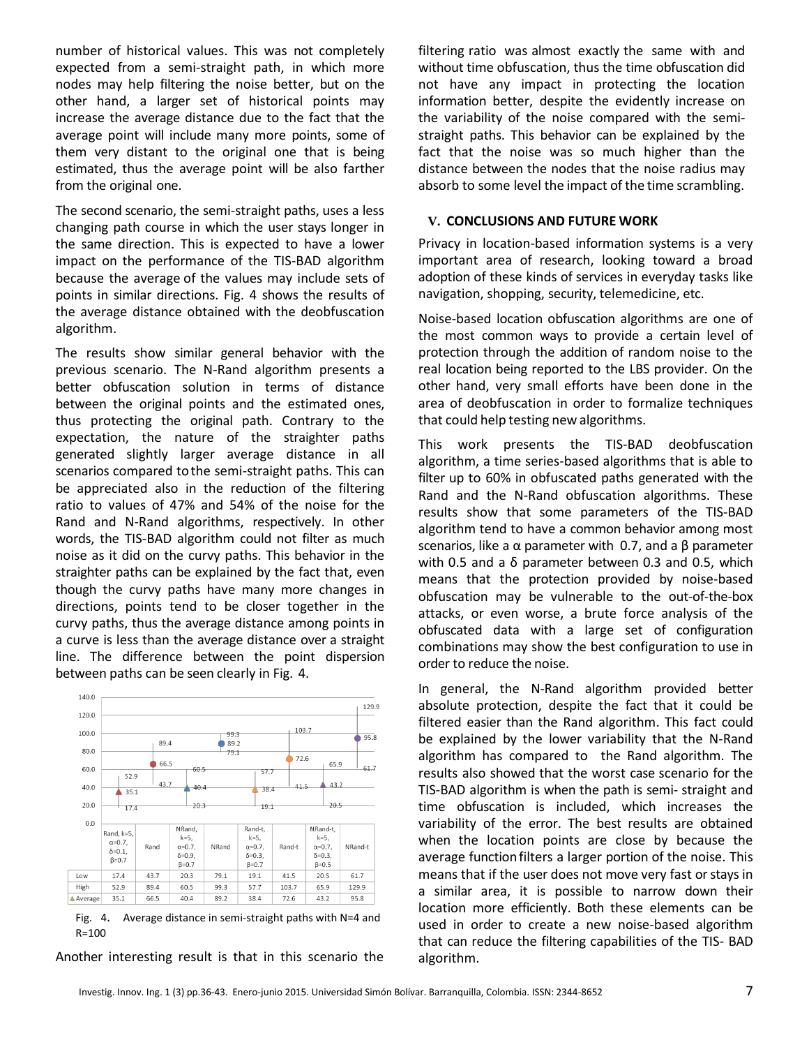number of historical values. This was not completely expected from a semi-straight path, in which more nodes may help filtering the noise better, but on the other hand, a larger set of historical points may increase the average distance due to the fact that the average point will include many more points, some of them very distant to the original one that is being estimated, thus the average point will be also farther from the original one.

The second scenario, the semi-straight paths, uses a less changing path course in which the user stays longer in the same direction. This is expected to have a lower impact on the performance of the TIS-BAD algorithm because the average of the values may include sets of points in similar directions. Fig. 4 shows the results of the average distance obtained with the deobfuscation algorithm.

The results show similar general behavior with the previous scenario. The N-Rand algorithm presents a better obfuscation solution in terms of distance between the original points and the estimated ones, thus protecting the original path. Contrary to the expectation, the nature of the straighter paths generated slightly larger average distance in all scenarios compared to the semi-straight paths. This can be appreciated also in the reduction of the filtering ratio to values of 47% and 54% of the noise for the Rand and N-Rand algorithms, respectively. In other words, the TIS-BAD algorithm could not filter as much noise as it did on the curvy paths. This behavior in the straighter paths can be explained by the fact that, even though the curvy paths have many more changes in directions, points tend to be closer together in the curvy paths, thus the average distance among points in a curve is less than the average distance over a straight line. The difference between the point dispersion between paths can be seen clearly in Fig. 4.

| | Rand, k=5, α=0.7, δ=0.1, β=0.7 | Rand | NRand, k=5, α=0.7, δ=0.9, β=0.7 | NRand | Rand-t, k=5, α=0.7, δ=0.3, β=0.7 | Rand-t | NRand-t, k=5, α=0.7, δ=0.3, β=0.5 | NRand-t |
|---|---|---|---|---|---|---|---|---|
| Low | 17.4 | 43.7 | 20.3 | 79.1 | 19.1 | 41.5 | 20.5 | 61.7 |
| High | 52.9 | 89.4 | 60.5 | 99.3 | 57.7 | 103.7 | 65.9 | 129.9 |
| Average | 35.1 | 66.5 | 40.4 | 89.2 | 38.4 | 72.6 | 43.2 | 95.8 |

Fig. 4. Average distance in semi-straight paths with N=4 and R=100

Another interesting result is that in this scenario the filtering ratio was almost exactly the same with and without time obfuscation, thus the time obfuscation did not have any impact in protecting the location information better, despite the evidently increase on the variability of the noise compared with the semi-straight paths. This behavior can be explained by the fact that the noise was so much higher than the distance between the nodes that the noise radius may absorb to some level the impact of the time scrambling.

## V. CONCLUSIONS AND FUTURE WORK

Privacy in location-based information systems is a very important area of research, looking toward a broad adoption of these kinds of services in everyday tasks like navigation, shopping, security, telemedicine, etc.

Noise-based location obfuscation algorithms are one of the most common ways to provide a certain level of protection through the addition of random noise to the real location being reported to the LBS provider. On the other hand, very small efforts have been done in the area of deobfuscation in order to formalize techniques that could help testing new algorithms.

This work presents the TIS-BAD deobfuscation algorithm, a time series-based algorithms that is able to filter up to 60% in obfuscated paths generated with the Rand and the N-Rand obfuscation algorithms. These results show that some parameters of the TIS-BAD algorithm tend to have a common behavior among most scenarios, like a α parameter with 0.7, and a β parameter with 0.5 and a δ parameter between 0.3 and 0.5, which means that the protection provided by noise-based obfuscation may be vulnerable to the out-of-the-box attacks, or even worse, a brute force analysis of the obfuscated data with a large set of configuration combinations may show the best configuration to use in order to reduce the noise.

In general, the N-Rand algorithm provided better absolute protection, despite the fact that it could be filtered easier than the Rand algorithm. This fact could be explained by the lower variability that the N-Rand algorithm has compared to the Rand algorithm. The results also showed that the worst case scenario for the TIS-BAD algorithm is when the path is semi- straight and time obfuscation is included, which increases the variability of the error. The best results are obtained when the location points are close by because the average function filters a larger portion of the noise. This means that if the user does not move very fast or stays in a similar area, it is possible to narrow down their location more efficiently. Both these elements can be used in order to create a new noise-based algorithm that can reduce the filtering capabilities of the TIS- BAD algorithm.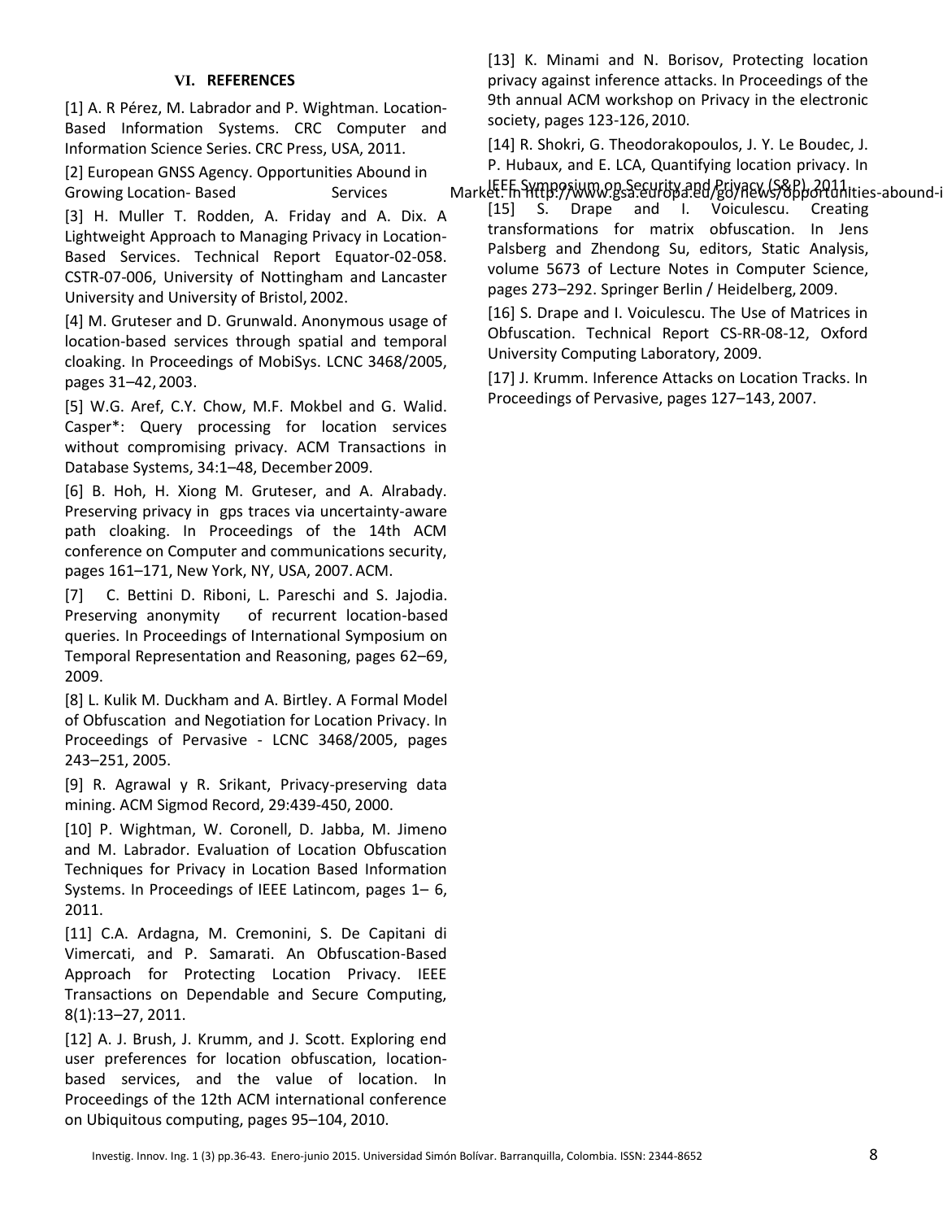## VI. REFERENCES

[1] A. R Pérez, M. Labrador and P. Wightman. Location-Based Information Systems. CRC Computer and Information Science Series. CRC Press, USA, 2011.

[2] European GNSS Agency. Opportunities Abound in Growing Location- Based Services Market. In http://www.gsa.europa.eu/go/news/opportunities-abound-i

[3] H. Muller T. Rodden, A. Friday and A. Dix. A Lightweight Approach to Managing Privacy in Location-Based Services. Technical Report Equator-02-058. CSTR-07-006, University of Nottingham and Lancaster University and University of Bristol, 2002.

[4] M. Gruteser and D. Grunwald. Anonymous usage of location-based services through spatial and temporal cloaking. In Proceedings of MobiSys. LCNC 3468/2005, pages 31–42, 2003.

[5] W.G. Aref, C.Y. Chow, M.F. Mokbel and G. Walid. Casper*: Query processing for location services without compromising privacy. ACM Transactions in Database Systems, 34:1–48, December 2009.

[6] B. Hoh, H. Xiong M. Gruteser, and A. Alrabady. Preserving privacy in gps traces via uncertainty-aware path cloaking. In Proceedings of the 14th ACM conference on Computer and communications security, pages 161–171, New York, NY, USA, 2007. ACM.

[7] C. Bettini D. Riboni, L. Pareschi and S. Jajodia. Preserving anonymity of recurrent location-based queries. In Proceedings of International Symposium on Temporal Representation and Reasoning, pages 62–69, 2009.

[8] L. Kulik M. Duckham and A. Birtley. A Formal Model of Obfuscation and Negotiation for Location Privacy. In Proceedings of Pervasive - LCNC 3468/2005, pages 243–251, 2005.

[9] R. Agrawal y R. Srikant, Privacy-preserving data mining. ACM Sigmod Record, 29:439-450, 2000.

[10] P. Wightman, W. Coronell, D. Jabba, M. Jimeno and M. Labrador. Evaluation of Location Obfuscation Techniques for Privacy in Location Based Information Systems. In Proceedings of IEEE Latincom, pages 1– 6, 2011.

[11] C.A. Ardagna, M. Cremonini, S. De Capitani di Vimercati, and P. Samarati. An Obfuscation-Based Approach for Protecting Location Privacy. IEEE Transactions on Dependable and Secure Computing, 8(1):13–27, 2011.

[12] A. J. Brush, J. Krumm, and J. Scott. Exploring end user preferences for location obfuscation, location-based services, and the value of location. In Proceedings of the 12th ACM international conference on Ubiquitous computing, pages 95–104, 2010.

[13] K. Minami and N. Borisov, Protecting location privacy against inference attacks. In Proceedings of the 9th annual ACM workshop on Privacy in the electronic society, pages 123-126, 2010.

[14] R. Shokri, G. Theodorakopoulos, J. Y. Le Boudec, J. P. Hubaux, and E. LCA, Quantifying location privacy. In IEEE Symposium on Security and Privacy (S&P), 2011.

[15] S. Drape and I. Voiculescu. Creating transformations for matrix obfuscation. In Jens Palsberg and Zhendong Su, editors, Static Analysis, volume 5673 of Lecture Notes in Computer Science, pages 273–292. Springer Berlin / Heidelberg, 2009.

[16] S. Drape and I. Voiculescu. The Use of Matrices in Obfuscation. Technical Report CS-RR-08-12, Oxford University Computing Laboratory, 2009.

[17] J. Krumm. Inference Attacks on Location Tracks. In Proceedings of Pervasive, pages 127–143, 2007.